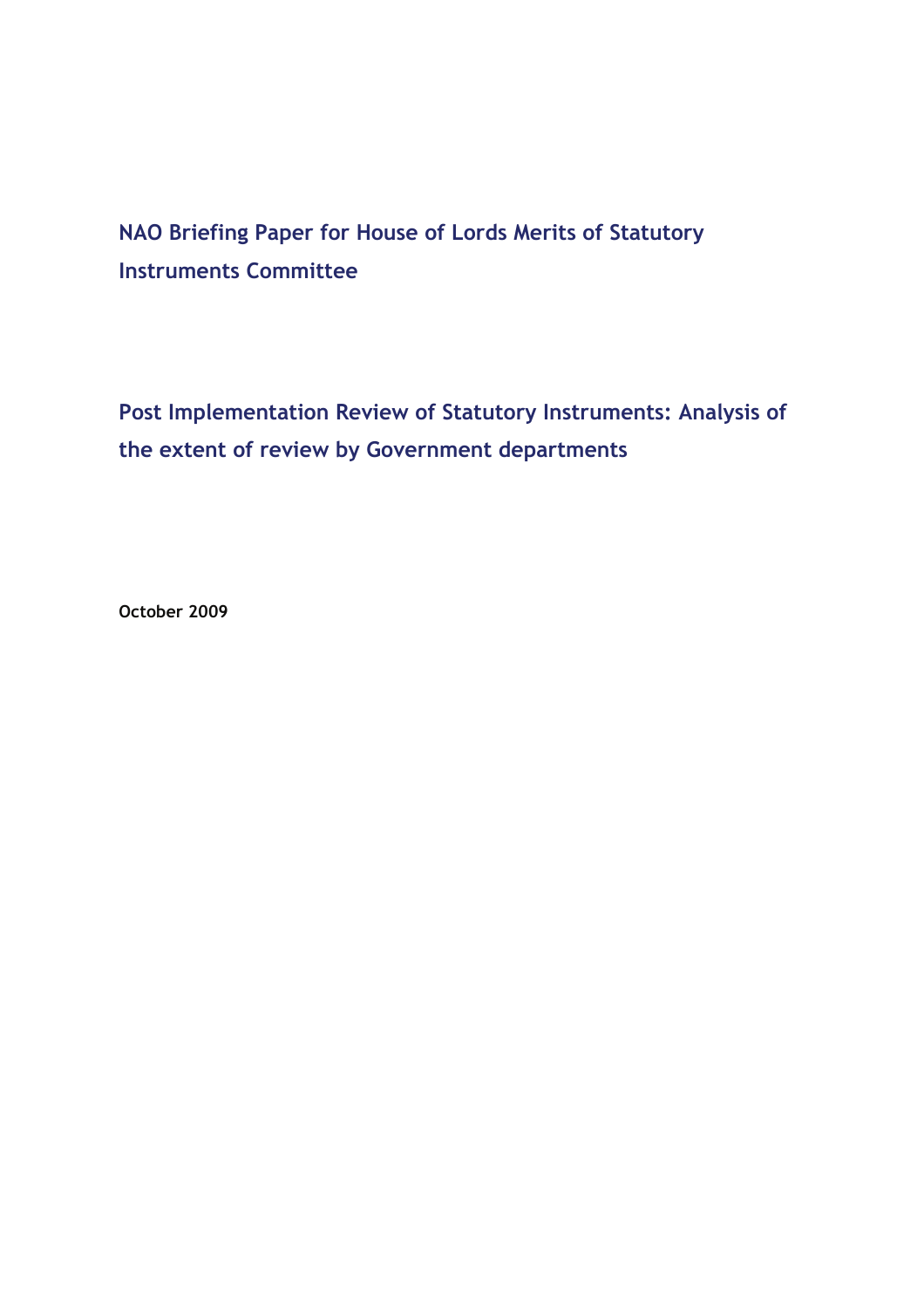# NAO Briefing Paper for House of Lords Merits of Statutory Instruments Committee

## Post Implementation Review of Statutory Instruments: Analysis of the extent of review by Government departments

**October 2009**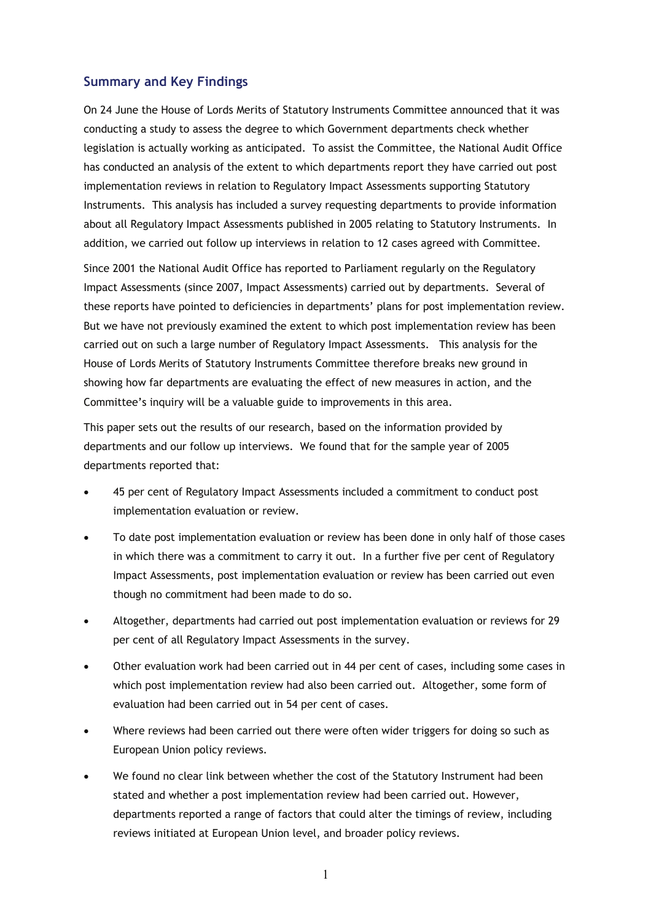## Summary and Key Findings

On 24 June the House of Lords Merits of Statutory Instruments Committee announced that it was conducting a study to assess the degree to which Government departments check whether legislation is actually working as anticipated. To assist the Committee, the National Audit Office has conducted an analysis of the extent to which departments report they have carried out post implementation reviews in relation to Regulatory Impact Assessments supporting Statutory Instruments. This analysis has included a survey requesting departments to provide information about all Regulatory Impact Assessments published in 2005 relating to Statutory Instruments. In addition, we carried out follow up interviews in relation to 12 cases agreed with Committee.

Since 2001 the National Audit Office has reported to Parliament regularly on the Regulatory Impact Assessments (since 2007, Impact Assessments) carried out by departments. Several of these reports have pointed to deficiencies in departments' plans for post implementation review. But we have not previously examined the extent to which post implementation review has been carried out on such a large number of Regulatory Impact Assessments. This analysis for the House of Lords Merits of Statutory Instruments Committee therefore breaks new ground in showing how far departments are evaluating the effect of new measures in action, and the Committee's inquiry will be a valuable guide to improvements in this area.

This paper sets out the results of our research, based on the information provided by departments and our follow up interviews. We found that for the sample year of 2005 departments reported that:

- 45 per cent of Regulatory Impact Assessments included a commitment to conduct post implementation evaluation or review.
- To date post implementation evaluation or review has been done in only half of those cases in which there was a commitment to carry it out. In a further five per cent of Regulatory Impact Assessments, post implementation evaluation or review has been carried out even though no commitment had been made to do so.
- Altogether, departments had carried out post implementation evaluation or reviews for 29 per cent of all Regulatory Impact Assessments in the survey.
- Other evaluation work had been carried out in 44 per cent of cases, including some cases in which post implementation review had also been carried out. Altogether, some form of evaluation had been carried out in 54 per cent of cases.
- Where reviews had been carried out there were often wider triggers for doing so such as European Union policy reviews.
- We found no clear link between whether the cost of the Statutory Instrument had been stated and whether a post implementation review had been carried out. However, departments reported a range of factors that could alter the timings of review, including reviews initiated at European Union level, and broader policy reviews.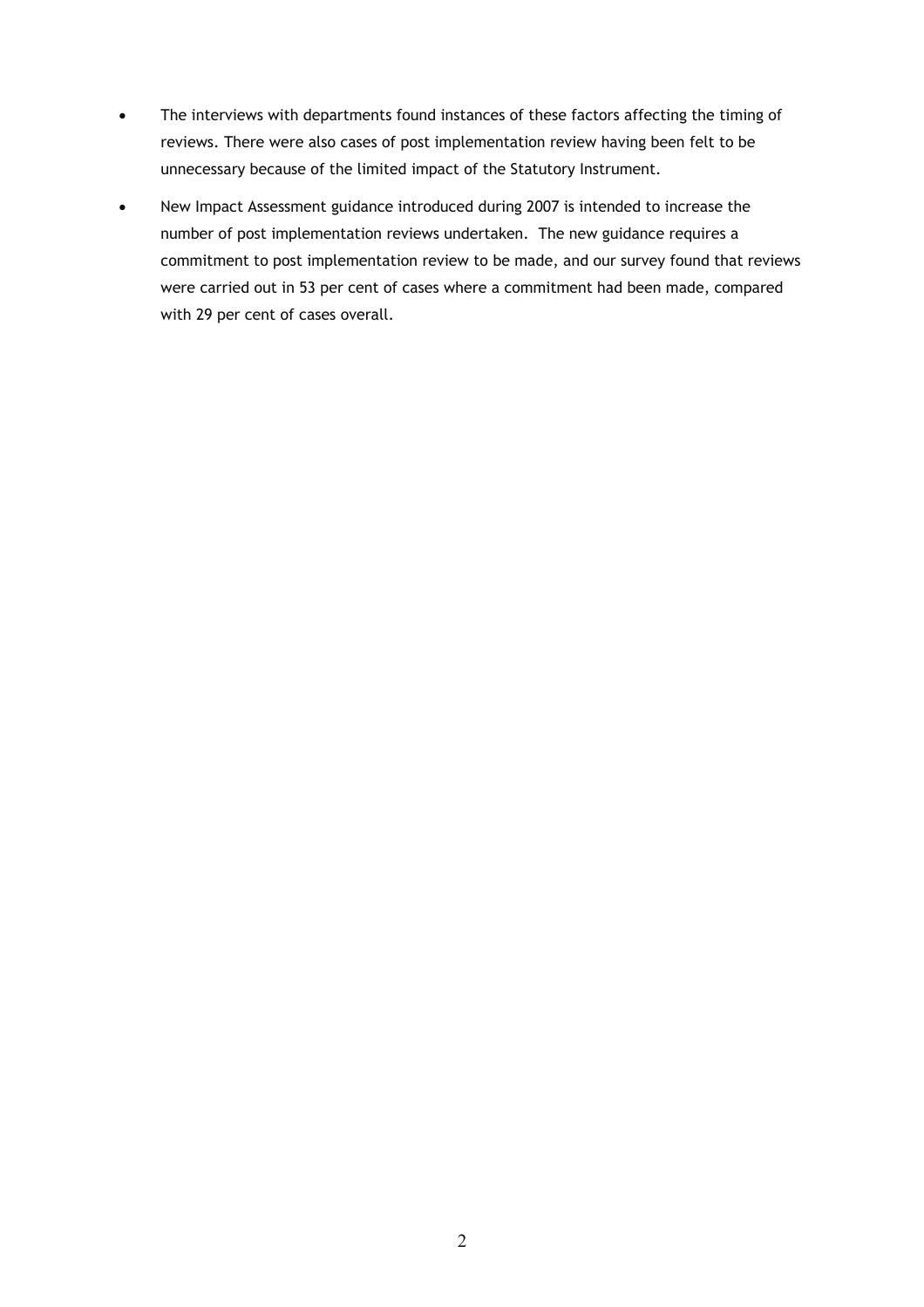- The interviews with departments found instances of these factors affecting the timing of reviews. There were also cases of post implementation review having been felt to be unnecessary because of the limited impact of the Statutory Instrument.
- New Impact Assessment guidance introduced during 2007 is intended to increase the number of post implementation reviews undertaken. The new guidance requires a commitment to post implementation review to be made, and our survey found that reviews were carried out in 53 per cent of cases where a commitment had been made, compared with 29 per cent of cases overall.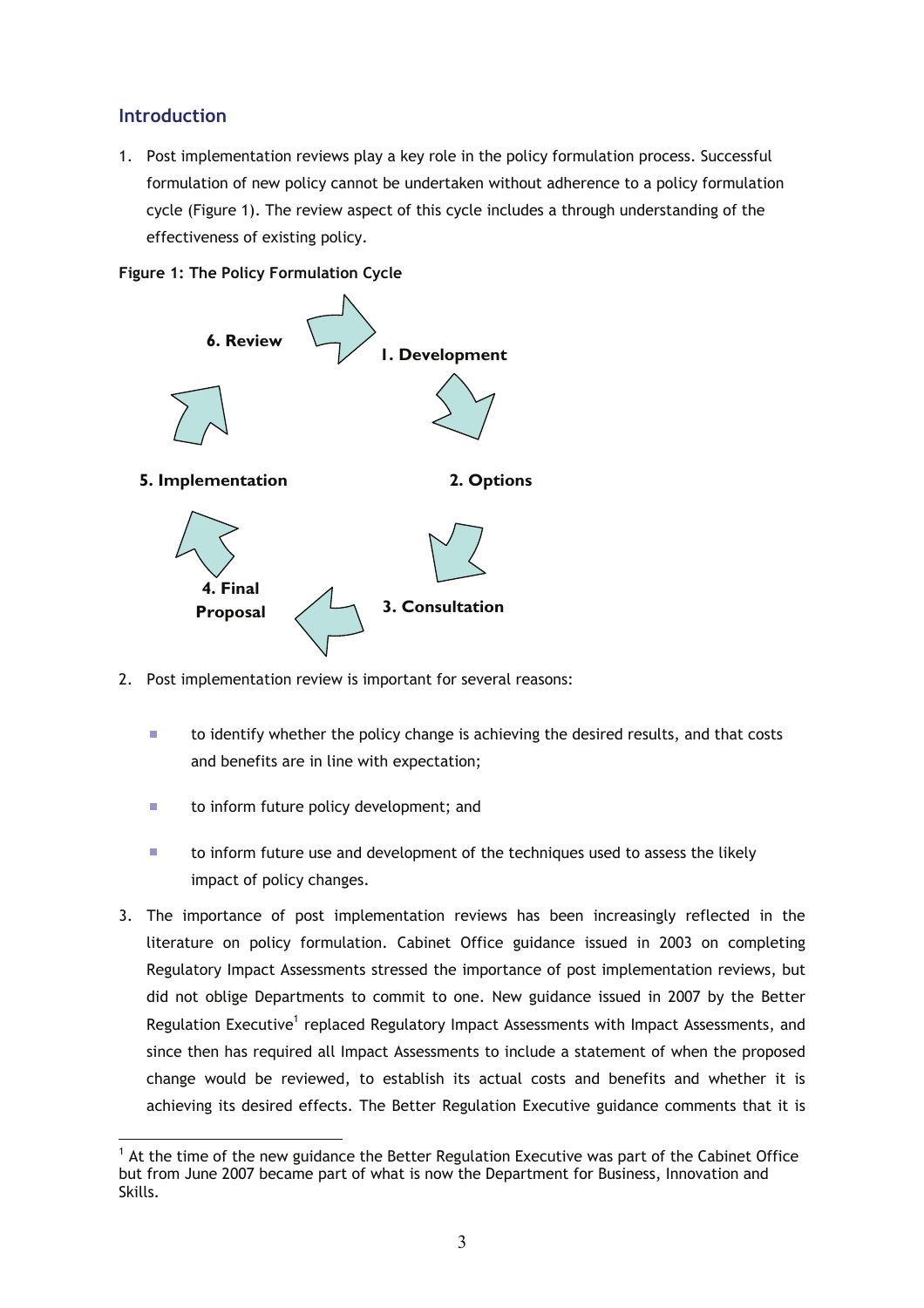## Introduction

1. Post implementation reviews play a key role in the policy formulation process. Successful formulation of new policy cannot be undertaken without adherence to a policy formulation cycle (Figure 1). The review aspect of this cycle includes a through understanding of the effectiveness of existing policy.

**Figure 1: The Policy Formulation Cycle**

**1. Development**

**2. Options**

**3. Consultation**

**4. Final Proposal**

**5. Implementation**

**6. Review**

2. Post implementation review is important for several reasons:

   - to identify whether the policy change is achieving the desired results, and that costs and benefits are in line with expectation;
   - to inform future policy development; and
   - to inform future use and development of the techniques used to assess the likely impact of policy changes.

3. The importance of post implementation reviews has been increasingly reflected in the literature on policy formulation. Cabinet Office guidance issued in 2003 on completing Regulatory Impact Assessments stressed the importance of post implementation reviews, but did not oblige Departments to commit to one. New guidance issued in 2007 by the Better Regulation Executive[1] replaced Regulatory Impact Assessments with Impact Assessments, and since then has required all Impact Assessments to include a statement of when the proposed change would be reviewed, to establish its actual costs and benefits and whether it is achieving its desired effects. The Better Regulation Executive guidance comments that it is

[1] At the time of the new guidance the Better Regulation Executive was part of the Cabinet Office but from June 2007 became part of what is now the Department for Business, Innovation and Skills.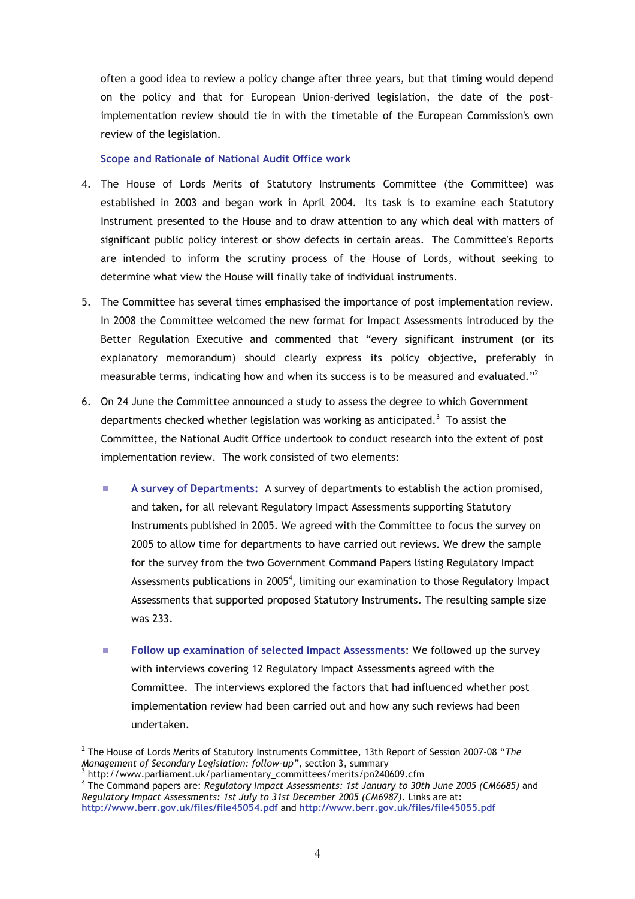often a good idea to review a policy change after three years, but that timing would depend on the policy and that for European Union-derived legislation, the date of the post-implementation review should tie in with the timetable of the European Commission's own review of the legislation.

### Scope and Rationale of National Audit Office work

4. The House of Lords Merits of Statutory Instruments Committee (the Committee) was established in 2003 and began work in April 2004. Its task is to examine each Statutory Instrument presented to the House and to draw attention to any which deal with matters of significant public policy interest or show defects in certain areas. The Committee's Reports are intended to inform the scrutiny process of the House of Lords, without seeking to determine what view the House will finally take of individual instruments.

5. The Committee has several times emphasised the importance of post implementation review. In 2008 the Committee welcomed the new format for Impact Assessments introduced by the Better Regulation Executive and commented that "every significant instrument (or its explanatory memorandum) should clearly express its policy objective, preferably in measurable terms, indicating how and when its success is to be measured and evaluated."[2]

6. On 24 June the Committee announced a study to assess the degree to which Government departments checked whether legislation was working as anticipated.[3] To assist the Committee, the National Audit Office undertook to conduct research into the extent of post implementation review. The work consisted of two elements:

   - **A survey of Departments:** A survey of departments to establish the action promised, and taken, for all relevant Regulatory Impact Assessments supporting Statutory Instruments published in 2005. We agreed with the Committee to focus the survey on 2005 to allow time for departments to have carried out reviews. We drew the sample for the survey from the two Government Command Papers listing Regulatory Impact Assessments publications in 2005[4], limiting our examination to those Regulatory Impact Assessments that supported proposed Statutory Instruments. The resulting sample size was 233.

   - **Follow up examination of selected Impact Assessments**: We followed up the survey with interviews covering 12 Regulatory Impact Assessments agreed with the Committee. The interviews explored the factors that had influenced whether post implementation review had been carried out and how any such reviews had been undertaken.

---

[2] The House of Lords Merits of Statutory Instruments Committee, 13th Report of Session 2007-08 "*The Management of Secondary Legislation: follow-up*", section 3, summary

[3] http://www.parliament.uk/parliamentary_committees/merits/pn240609.cfm

[4] The Command papers are: *Regulatory Impact Assessments: 1st January to 30th June 2005 (CM6685)* and *Regulatory Impact Assessments: 1st July to 31st December 2005 (CM6987)*. Links are at: http://www.berr.gov.uk/files/file45054.pdf and http://www.berr.gov.uk/files/file45055.pdf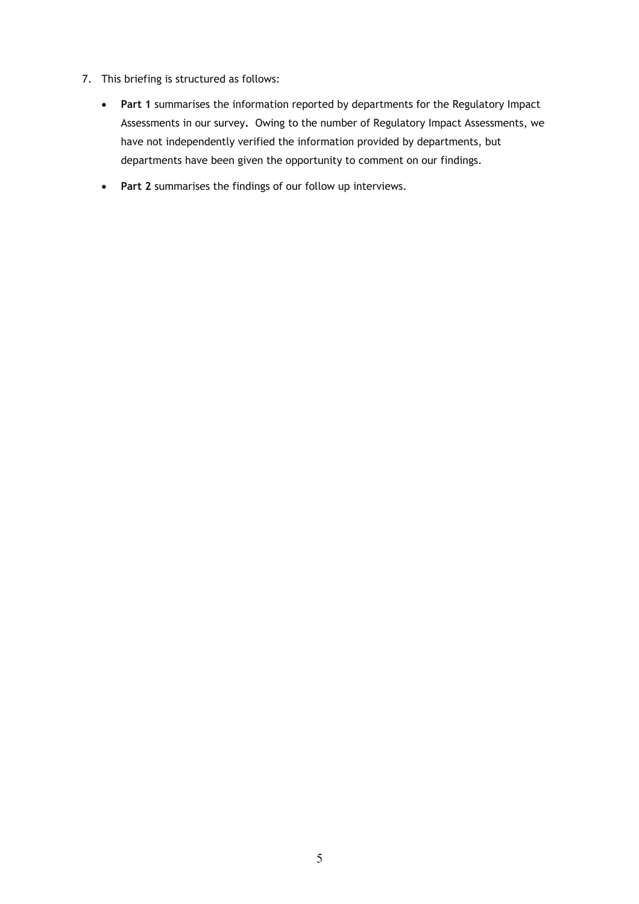7. This briefing is structured as follows:

   - **Part 1** summarises the information reported by departments for the Regulatory Impact Assessments in our survey**.** Owing to the number of Regulatory Impact Assessments, we have not independently verified the information provided by departments, but departments have been given the opportunity to comment on our findings.

   - **Part 2** summarises the findings of our follow up interviews.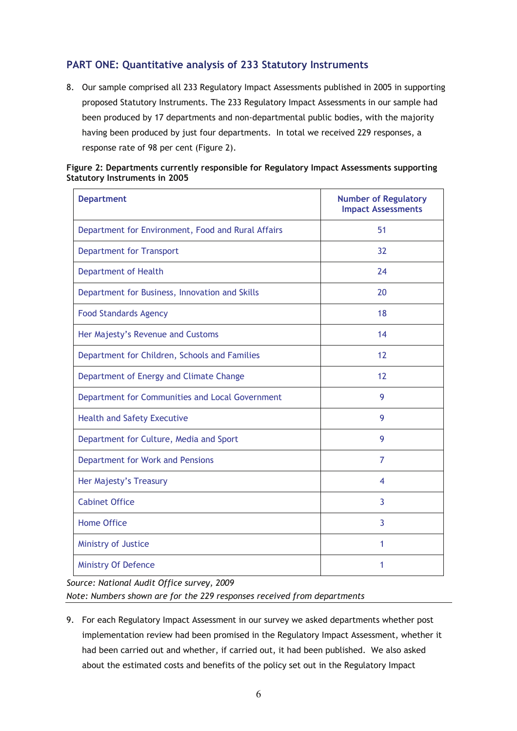## PART ONE: Quantitative analysis of 233 Statutory Instruments

8. Our sample comprised all 233 Regulatory Impact Assessments published in 2005 in supporting proposed Statutory Instruments. The 233 Regulatory Impact Assessments in our sample had been produced by 17 departments and non-departmental public bodies, with the majority having been produced by just four departments. In total we received 229 responses, a response rate of 98 per cent (Figure 2).

**Figure 2: Departments currently responsible for Regulatory Impact Assessments supporting Statutory Instruments in 2005**

| Department | Number of Regulatory Impact Assessments |
|---|---|
| Department for Environment, Food and Rural Affairs | 51 |
| Department for Transport | 32 |
| Department of Health | 24 |
| Department for Business, Innovation and Skills | 20 |
| Food Standards Agency | 18 |
| Her Majesty's Revenue and Customs | 14 |
| Department for Children, Schools and Families | 12 |
| Department of Energy and Climate Change | 12 |
| Department for Communities and Local Government | 9 |
| Health and Safety Executive | 9 |
| Department for Culture, Media and Sport | 9 |
| Department for Work and Pensions | 7 |
| Her Majesty's Treasury | 4 |
| Cabinet Office | 3 |
| Home Office | 3 |
| Ministry of Justice | 1 |
| Ministry Of Defence | 1 |

*Source: National Audit Office survey, 2009*

*Note: Numbers shown are for the 229 responses received from departments*

9. For each Regulatory Impact Assessment in our survey we asked departments whether post implementation review had been promised in the Regulatory Impact Assessment, whether it had been carried out and whether, if carried out, it had been published. We also asked about the estimated costs and benefits of the policy set out in the Regulatory Impact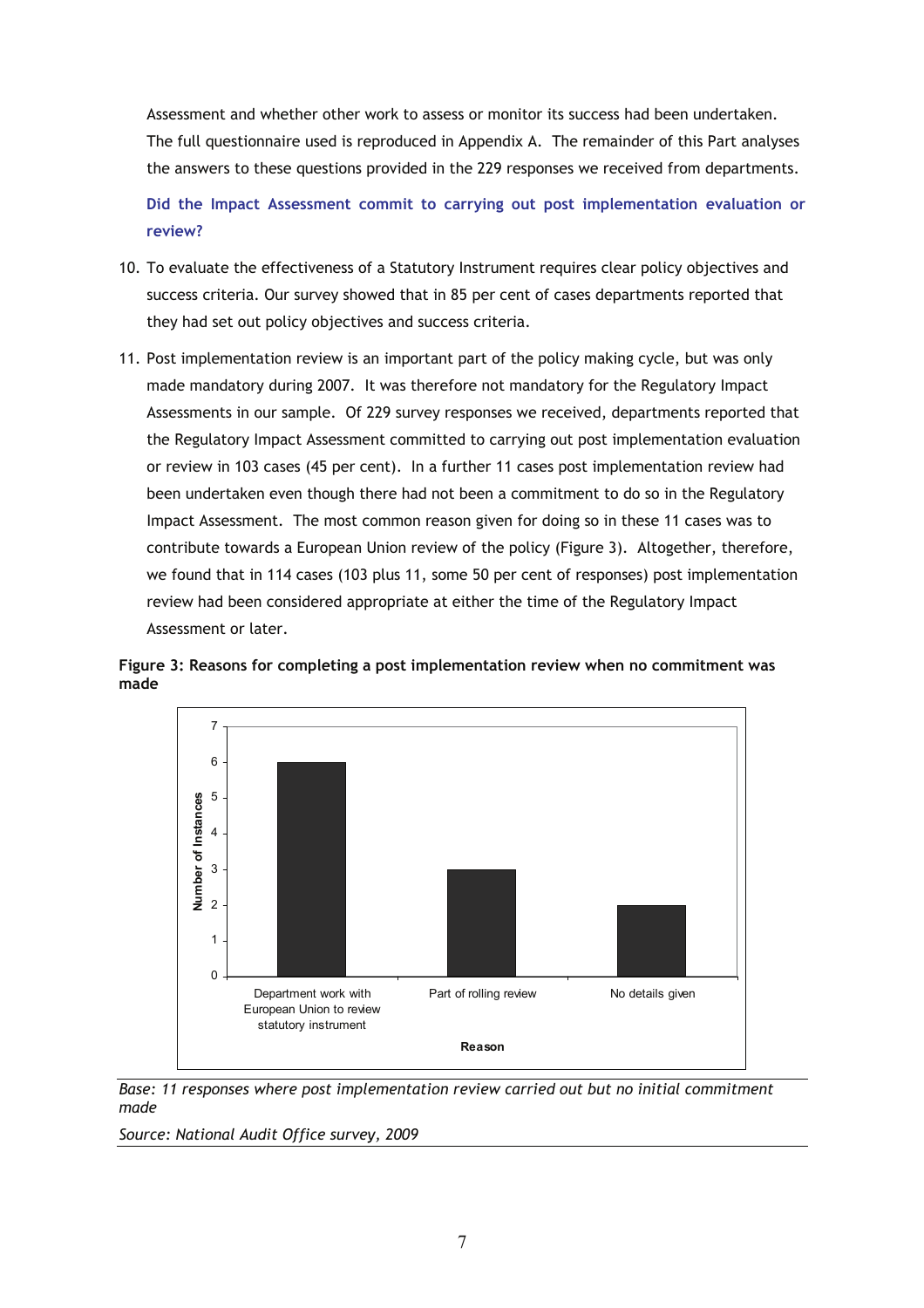Assessment and whether other work to assess or monitor its success had been undertaken. The full questionnaire used is reproduced in Appendix A. The remainder of this Part analyses the answers to these questions provided in the 229 responses we received from departments.

### Did the Impact Assessment commit to carrying out post implementation evaluation or review?

10. To evaluate the effectiveness of a Statutory Instrument requires clear policy objectives and success criteria. Our survey showed that in 85 per cent of cases departments reported that they had set out policy objectives and success criteria.

11. Post implementation review is an important part of the policy making cycle, but was only made mandatory during 2007. It was therefore not mandatory for the Regulatory Impact Assessments in our sample. Of 229 survey responses we received, departments reported that the Regulatory Impact Assessment committed to carrying out post implementation evaluation or review in 103 cases (45 per cent). In a further 11 cases post implementation review had been undertaken even though there had not been a commitment to do so in the Regulatory Impact Assessment. The most common reason given for doing so in these 11 cases was to contribute towards a European Union review of the policy (Figure 3). Altogether, therefore, we found that in 114 cases (103 plus 11, some 50 per cent of responses) post implementation review had been considered appropriate at either the time of the Regulatory Impact Assessment or later.

**Figure 3: Reasons for completing a post implementation review when no commitment was made**

| Reason | Number of Instances |
|---|---|
| Department work with European Union to review statutory instrument | 6 |
| Part of rolling review | 3 |
| No details given | 2 |

*Base: 11 responses where post implementation review carried out but no initial commitment made*

*Source: National Audit Office survey, 2009*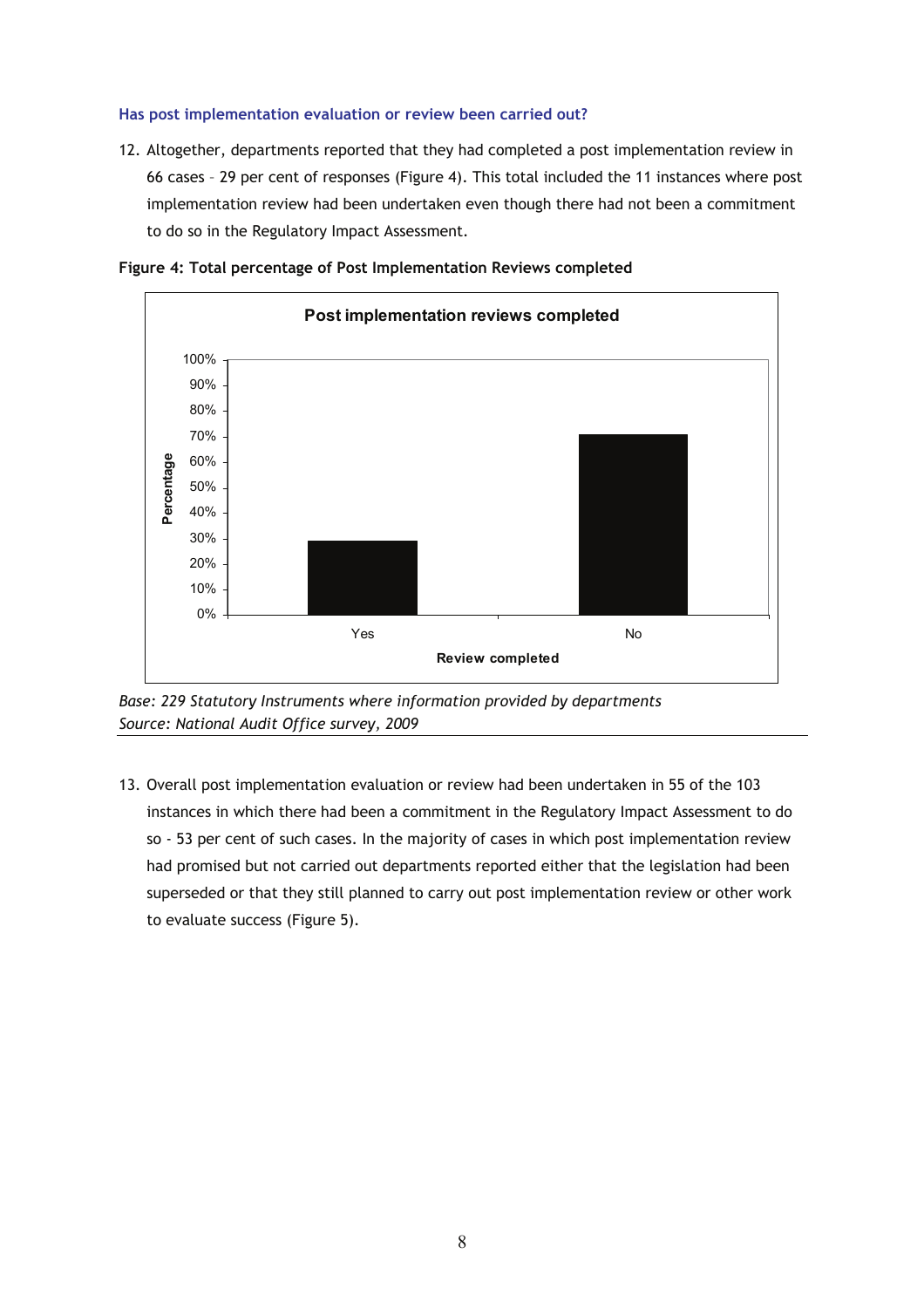### Has post implementation evaluation or review been carried out?

12. Altogether, departments reported that they had completed a post implementation review in 66 cases – 29 per cent of responses (Figure 4). This total included the 11 instances where post implementation review had been undertaken even though there had not been a commitment to do so in the Regulatory Impact Assessment.

**Figure 4: Total percentage of Post Implementation Reviews completed**

*Base: 229 Statutory Instruments where information provided by departments*
*Source: National Audit Office survey, 2009*

13. Overall post implementation evaluation or review had been undertaken in 55 of the 103 instances in which there had been a commitment in the Regulatory Impact Assessment to do so - 53 per cent of such cases. In the majority of cases in which post implementation review had promised but not carried out departments reported either that the legislation had been superseded or that they still planned to carry out post implementation review or other work to evaluate success (Figure 5).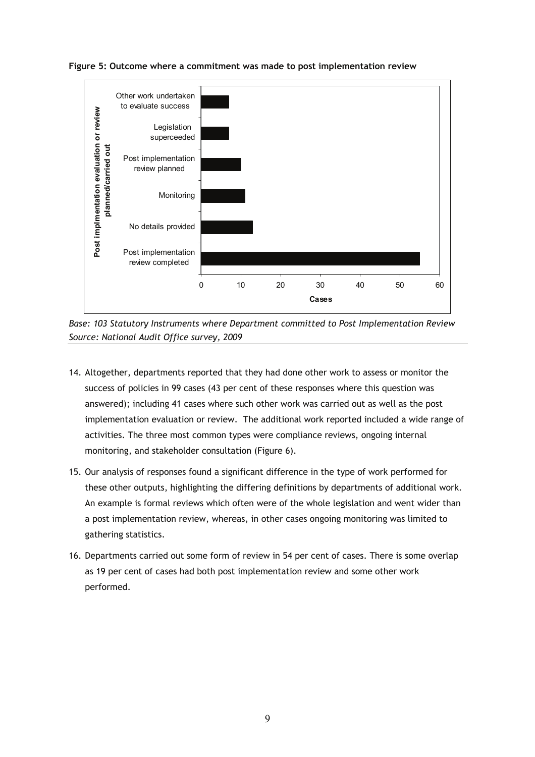**Figure 5: Outcome where a commitment was made to post implementation review**

| Post implmentation evaluation or review planned/carried out | Cases |
|---|---|
| Other work undertaken to evaluate success | 7 |
| Legislation superceeded | 7 |
| Post implementation review planned | 10 |
| Monitoring | 11 |
| No details provided | 13 |
| Post implementation review completed | 55 |

*Base: 103 Statutory Instruments where Department committed to Post Implementation Review*
*Source: National Audit Office survey, 2009*

14. Altogether, departments reported that they had done other work to assess or monitor the success of policies in 99 cases (43 per cent of these responses where this question was answered); including 41 cases where such other work was carried out as well as the post implementation evaluation or review. The additional work reported included a wide range of activities. The three most common types were compliance reviews, ongoing internal monitoring, and stakeholder consultation (Figure 6).

15. Our analysis of responses found a significant difference in the type of work performed for these other outputs, highlighting the differing definitions by departments of additional work. An example is formal reviews which often were of the whole legislation and went wider than a post implementation review, whereas, in other cases ongoing monitoring was limited to gathering statistics.

16. Departments carried out some form of review in 54 per cent of cases. There is some overlap as 19 per cent of cases had both post implementation review and some other work performed.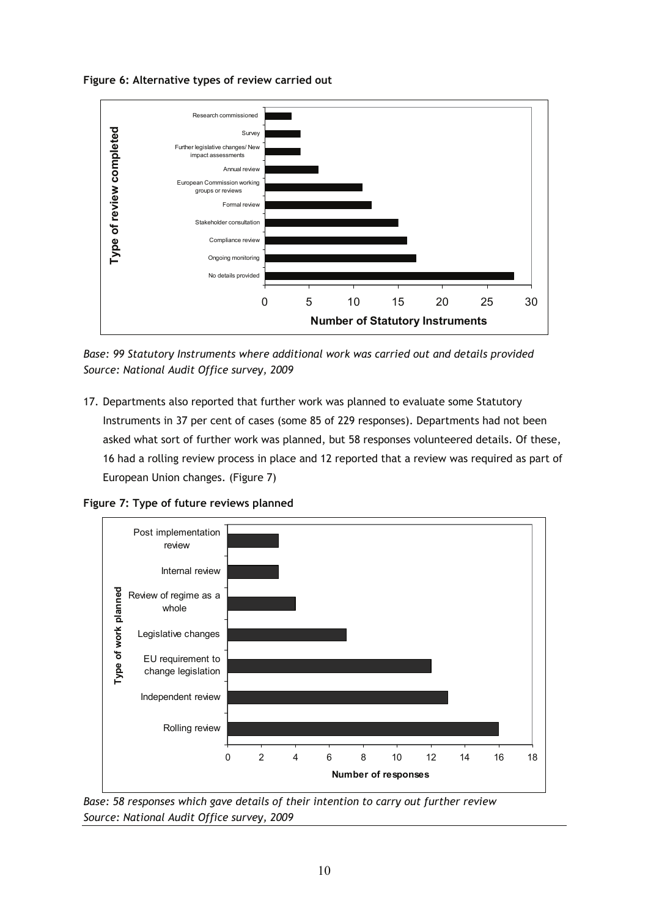**Figure 6: Alternative types of review carried out**

*Base: 99 Statutory Instruments where additional work was carried out and details provided*
*Source: National Audit Office survey, 2009*

17. Departments also reported that further work was planned to evaluate some Statutory Instruments in 37 per cent of cases (some 85 of 229 responses). Departments had not been asked what sort of further work was planned, but 58 responses volunteered details. Of these, 16 had a rolling review process in place and 12 reported that a review was required as part of European Union changes. (Figure 7)

**Figure 7: Type of future reviews planned**

*Base: 58 responses which gave details of their intention to carry out further review*
*Source: National Audit Office survey, 2009*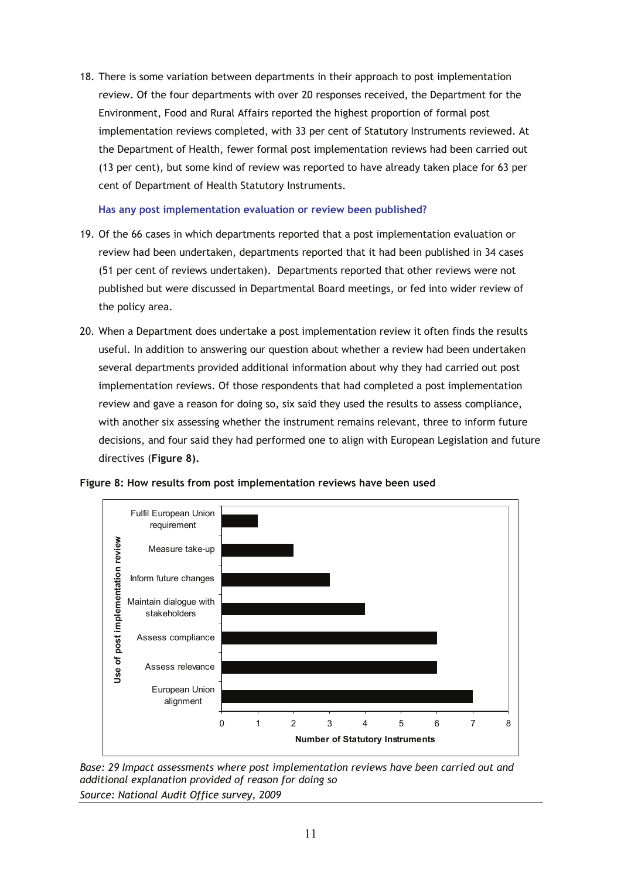18. There is some variation between departments in their approach to post implementation review. Of the four departments with over 20 responses received, the Department for the Environment, Food and Rural Affairs reported the highest proportion of formal post implementation reviews completed, with 33 per cent of Statutory Instruments reviewed. At the Department of Health, fewer formal post implementation reviews had been carried out (13 per cent), but some kind of review was reported to have already taken place for 63 per cent of Department of Health Statutory Instruments.

### Has any post implementation evaluation or review been published?

19. Of the 66 cases in which departments reported that a post implementation evaluation or review had been undertaken, departments reported that it had been published in 34 cases (51 per cent of reviews undertaken). Departments reported that other reviews were not published but were discussed in Departmental Board meetings, or fed into wider review of the policy area.

20. When a Department does undertake a post implementation review it often finds the results useful. In addition to answering our question about whether a review had been undertaken several departments provided additional information about why they had carried out post implementation reviews. Of those respondents that had completed a post implementation review and gave a reason for doing so, six said they used the results to assess compliance, with another six assessing whether the instrument remains relevant, three to inform future decisions, and four said they had performed one to align with European Legislation and future directives (**Figure 8).**

**Figure 8: How results from post implementation reviews have been used**

| Use of post implementation review | Number of Statutory Instruments |
|---|---|
| Fulfil European Union requirement | 1 |
| Measure take-up | 2 |
| Inform future changes | 3 |
| Maintain dialogue with stakeholders | 4 |
| Assess compliance | 6 |
| Assess relevance | 6 |
| European Union alignment | 7 |

*Base: 29 Impact assessments where post implementation reviews have been carried out and additional explanation provided of reason for doing so*
*Source: National Audit Office survey, 2009*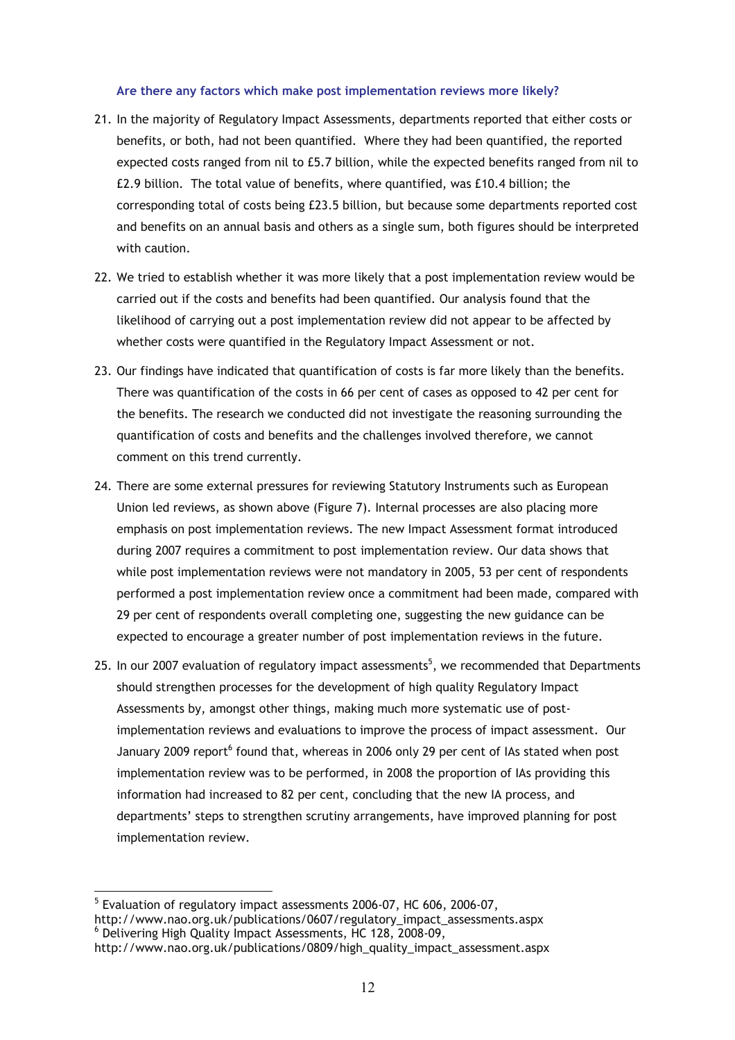### Are there any factors which make post implementation reviews more likely?

21. In the majority of Regulatory Impact Assessments, departments reported that either costs or benefits, or both, had not been quantified. Where they had been quantified, the reported expected costs ranged from nil to £5.7 billion, while the expected benefits ranged from nil to £2.9 billion. The total value of benefits, where quantified, was £10.4 billion; the corresponding total of costs being £23.5 billion, but because some departments reported cost and benefits on an annual basis and others as a single sum, both figures should be interpreted with caution.

22. We tried to establish whether it was more likely that a post implementation review would be carried out if the costs and benefits had been quantified. Our analysis found that the likelihood of carrying out a post implementation review did not appear to be affected by whether costs were quantified in the Regulatory Impact Assessment or not.

23. Our findings have indicated that quantification of costs is far more likely than the benefits. There was quantification of the costs in 66 per cent of cases as opposed to 42 per cent for the benefits. The research we conducted did not investigate the reasoning surrounding the quantification of costs and benefits and the challenges involved therefore, we cannot comment on this trend currently.

24. There are some external pressures for reviewing Statutory Instruments such as European Union led reviews, as shown above (Figure 7). Internal processes are also placing more emphasis on post implementation reviews. The new Impact Assessment format introduced during 2007 requires a commitment to post implementation review. Our data shows that while post implementation reviews were not mandatory in 2005, 53 per cent of respondents performed a post implementation review once a commitment had been made, compared with 29 per cent of respondents overall completing one, suggesting the new guidance can be expected to encourage a greater number of post implementation reviews in the future.

25. In our 2007 evaluation of regulatory impact assessments[5], we recommended that Departments should strengthen processes for the development of high quality Regulatory Impact Assessments by, amongst other things, making much more systematic use of post-implementation reviews and evaluations to improve the process of impact assessment. Our January 2009 report[6] found that, whereas in 2006 only 29 per cent of IAs stated when post implementation review was to be performed, in 2008 the proportion of IAs providing this information had increased to 82 per cent, concluding that the new IA process, and departments' steps to strengthen scrutiny arrangements, have improved planning for post implementation review.

---

[5] Evaluation of regulatory impact assessments 2006-07, HC 606, 2006-07, http://www.nao.org.uk/publications/0607/regulatory_impact_assessments.aspx

[6] Delivering High Quality Impact Assessments, HC 128, 2008-09, http://www.nao.org.uk/publications/0809/high_quality_impact_assessment.aspx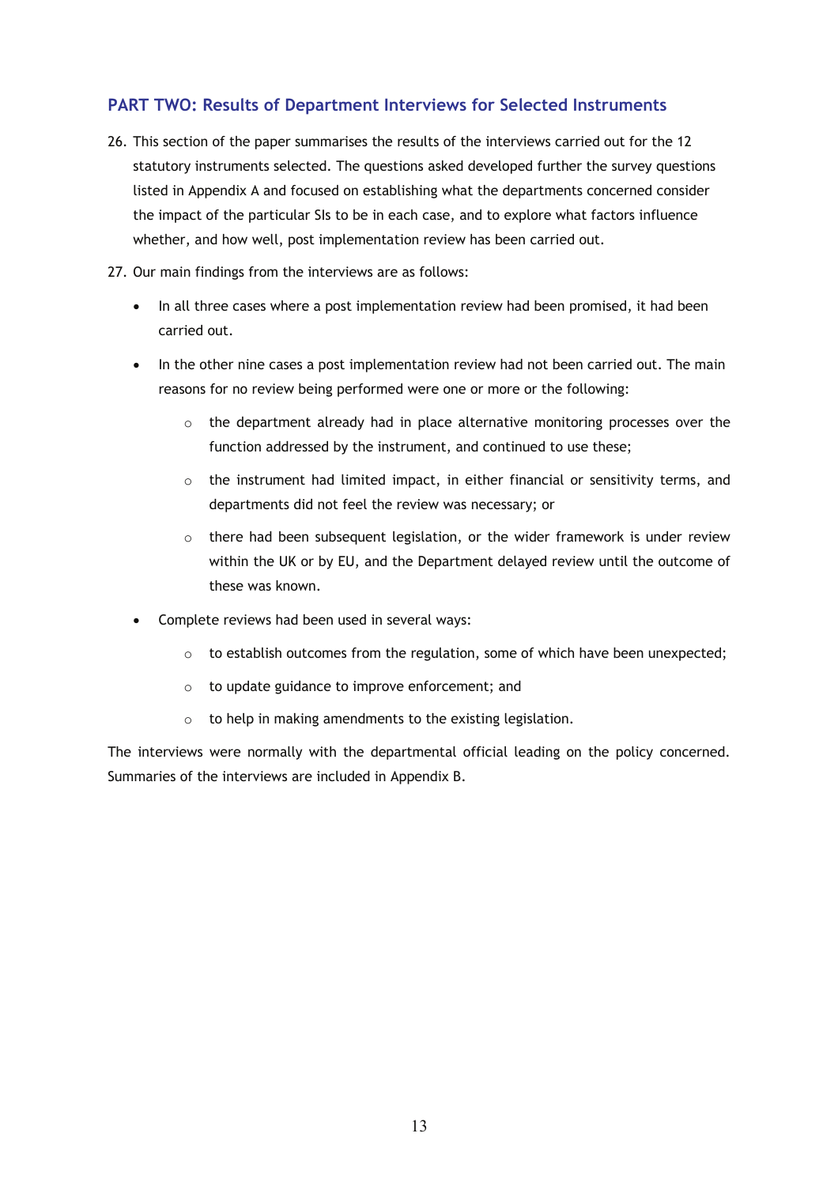## PART TWO: Results of Department Interviews for Selected Instruments

26. This section of the paper summarises the results of the interviews carried out for the 12 statutory instruments selected. The questions asked developed further the survey questions listed in Appendix A and focused on establishing what the departments concerned consider the impact of the particular SIs to be in each case, and to explore what factors influence whether, and how well, post implementation review has been carried out.

27. Our main findings from the interviews are as follows:

    - In all three cases where a post implementation review had been promised, it had been carried out.
    - In the other nine cases a post implementation review had not been carried out. The main reasons for no review being performed were one or more or the following:
        - the department already had in place alternative monitoring processes over the function addressed by the instrument, and continued to use these;
        - the instrument had limited impact, in either financial or sensitivity terms, and departments did not feel the review was necessary; or
        - there had been subsequent legislation, or the wider framework is under review within the UK or by EU, and the Department delayed review until the outcome of these was known.
    - Complete reviews had been used in several ways:
        - to establish outcomes from the regulation, some of which have been unexpected;
        - to update guidance to improve enforcement; and
        - to help in making amendments to the existing legislation.

The interviews were normally with the departmental official leading on the policy concerned. Summaries of the interviews are included in Appendix B.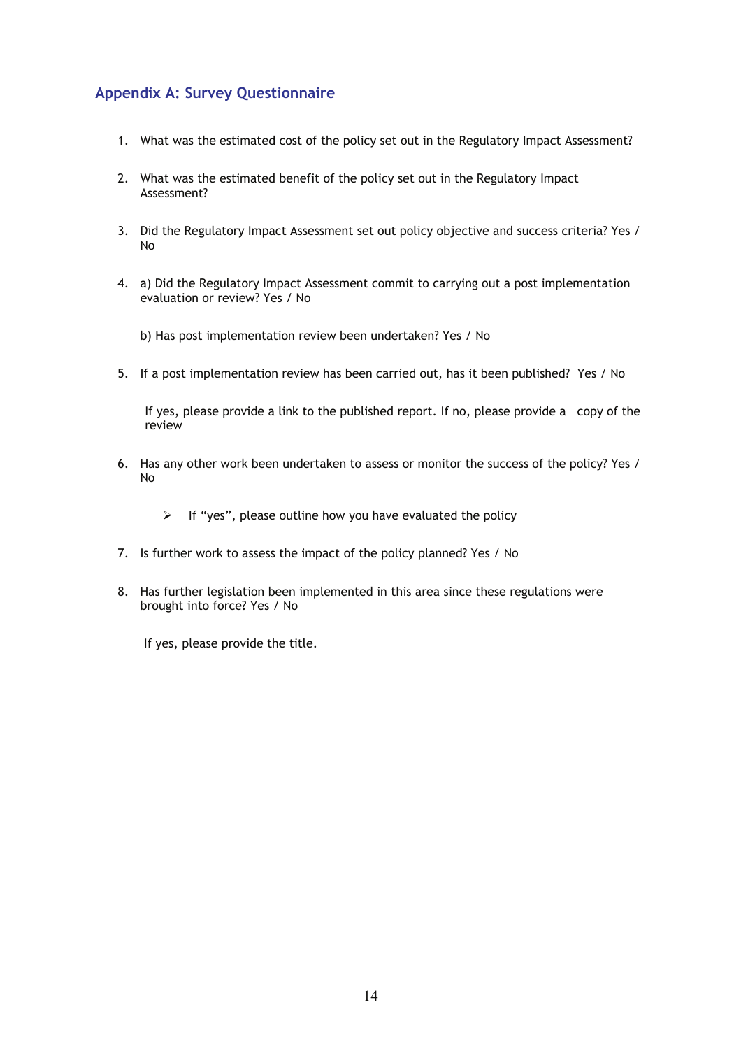## Appendix A: Survey Questionnaire

1. What was the estimated cost of the policy set out in the Regulatory Impact Assessment?

2. What was the estimated benefit of the policy set out in the Regulatory Impact Assessment?

3. Did the Regulatory Impact Assessment set out policy objective and success criteria? Yes / No

4. a) Did the Regulatory Impact Assessment commit to carrying out a post implementation evaluation or review? Yes / No

   b) Has post implementation review been undertaken? Yes / No

5. If a post implementation review has been carried out, has it been published? Yes / No

   If yes, please provide a link to the published report. If no, please provide a copy of the review

6. Has any other work been undertaken to assess or monitor the success of the policy? Yes / No

   - If "yes", please outline how you have evaluated the policy

7. Is further work to assess the impact of the policy planned? Yes / No

8. Has further legislation been implemented in this area since these regulations were brought into force? Yes / No

   If yes, please provide the title.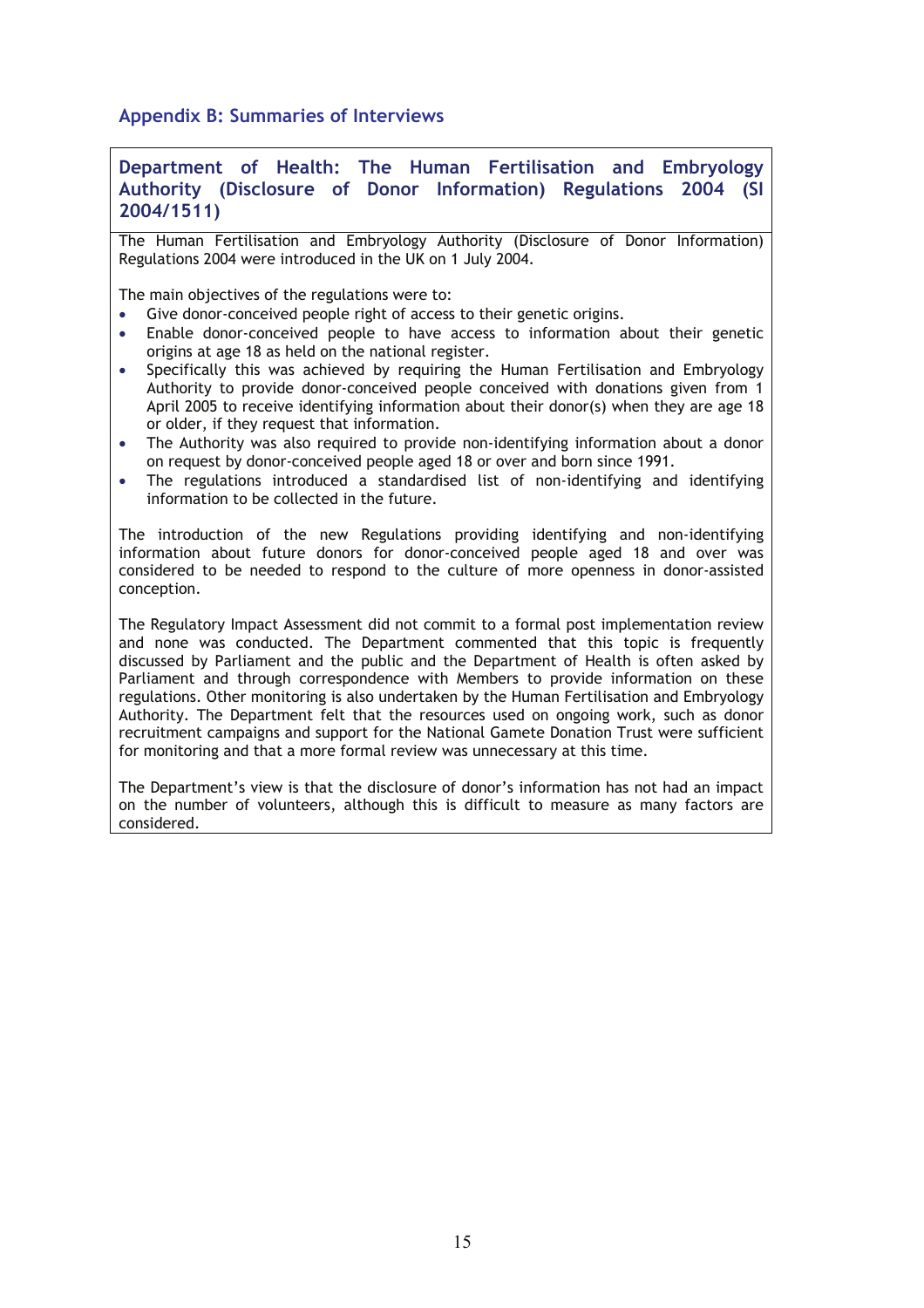## Appendix B: Summaries of Interviews

### Department of Health: The Human Fertilisation and Embryology Authority (Disclosure of Donor Information) Regulations 2004 (SI 2004/1511)

The Human Fertilisation and Embryology Authority (Disclosure of Donor Information) Regulations 2004 were introduced in the UK on 1 July 2004.

The main objectives of the regulations were to:

- Give donor-conceived people right of access to their genetic origins.
- Enable donor-conceived people to have access to information about their genetic origins at age 18 as held on the national register.
- Specifically this was achieved by requiring the Human Fertilisation and Embryology Authority to provide donor-conceived people conceived with donations given from 1 April 2005 to receive identifying information about their donor(s) when they are age 18 or older, if they request that information.
- The Authority was also required to provide non-identifying information about a donor on request by donor-conceived people aged 18 or over and born since 1991.
- The regulations introduced a standardised list of non-identifying and identifying information to be collected in the future.

The introduction of the new Regulations providing identifying and non-identifying information about future donors for donor-conceived people aged 18 and over was considered to be needed to respond to the culture of more openness in donor-assisted conception.

The Regulatory Impact Assessment did not commit to a formal post implementation review and none was conducted. The Department commented that this topic is frequently discussed by Parliament and the public and the Department of Health is often asked by Parliament and through correspondence with Members to provide information on these regulations. Other monitoring is also undertaken by the Human Fertilisation and Embryology Authority. The Department felt that the resources used on ongoing work, such as donor recruitment campaigns and support for the National Gamete Donation Trust were sufficient for monitoring and that a more formal review was unnecessary at this time.

The Department's view is that the disclosure of donor's information has not had an impact on the number of volunteers, although this is difficult to measure as many factors are considered.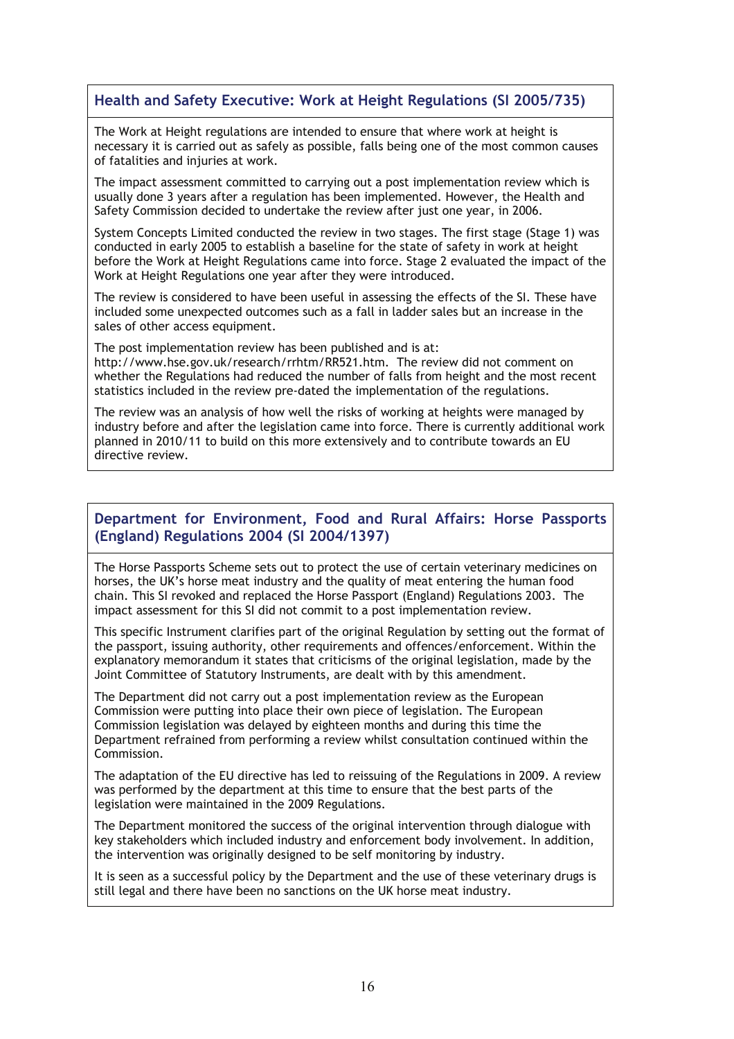## Health and Safety Executive: Work at Height Regulations (SI 2005/735)

The Work at Height regulations are intended to ensure that where work at height is necessary it is carried out as safely as possible, falls being one of the most common causes of fatalities and injuries at work.

The impact assessment committed to carrying out a post implementation review which is usually done 3 years after a regulation has been implemented. However, the Health and Safety Commission decided to undertake the review after just one year, in 2006.

System Concepts Limited conducted the review in two stages. The first stage (Stage 1) was conducted in early 2005 to establish a baseline for the state of safety in work at height before the Work at Height Regulations came into force. Stage 2 evaluated the impact of the Work at Height Regulations one year after they were introduced.

The review is considered to have been useful in assessing the effects of the SI. These have included some unexpected outcomes such as a fall in ladder sales but an increase in the sales of other access equipment.

The post implementation review has been published and is at: http://www.hse.gov.uk/research/rrhtm/RR521.htm. The review did not comment on whether the Regulations had reduced the number of falls from height and the most recent statistics included in the review pre-dated the implementation of the regulations.

The review was an analysis of how well the risks of working at heights were managed by industry before and after the legislation came into force. There is currently additional work planned in 2010/11 to build on this more extensively and to contribute towards an EU directive review.

## Department for Environment, Food and Rural Affairs: Horse Passports (England) Regulations 2004 (SI 2004/1397)

The Horse Passports Scheme sets out to protect the use of certain veterinary medicines on horses, the UK's horse meat industry and the quality of meat entering the human food chain. This SI revoked and replaced the Horse Passport (England) Regulations 2003. The impact assessment for this SI did not commit to a post implementation review.

This specific Instrument clarifies part of the original Regulation by setting out the format of the passport, issuing authority, other requirements and offences/enforcement. Within the explanatory memorandum it states that criticisms of the original legislation, made by the Joint Committee of Statutory Instruments, are dealt with by this amendment.

The Department did not carry out a post implementation review as the European Commission were putting into place their own piece of legislation. The European Commission legislation was delayed by eighteen months and during this time the Department refrained from performing a review whilst consultation continued within the Commission.

The adaptation of the EU directive has led to reissuing of the Regulations in 2009. A review was performed by the department at this time to ensure that the best parts of the legislation were maintained in the 2009 Regulations.

The Department monitored the success of the original intervention through dialogue with key stakeholders which included industry and enforcement body involvement. In addition, the intervention was originally designed to be self monitoring by industry.

It is seen as a successful policy by the Department and the use of these veterinary drugs is still legal and there have been no sanctions on the UK horse meat industry.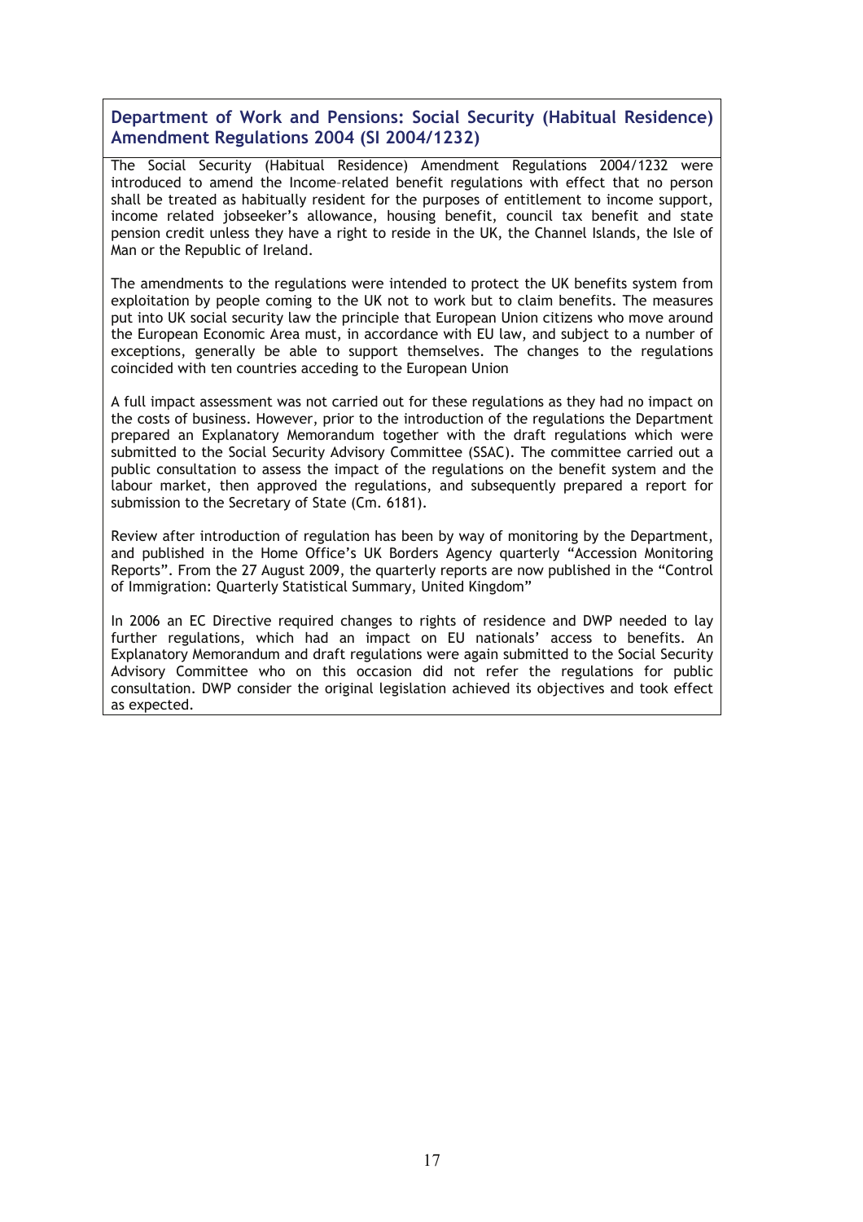## Department of Work and Pensions: Social Security (Habitual Residence) Amendment Regulations 2004 (SI 2004/1232)

The Social Security (Habitual Residence) Amendment Regulations 2004/1232 were introduced to amend the Income–related benefit regulations with effect that no person shall be treated as habitually resident for the purposes of entitlement to income support, income related jobseeker's allowance, housing benefit, council tax benefit and state pension credit unless they have a right to reside in the UK, the Channel Islands, the Isle of Man or the Republic of Ireland.

The amendments to the regulations were intended to protect the UK benefits system from exploitation by people coming to the UK not to work but to claim benefits. The measures put into UK social security law the principle that European Union citizens who move around the European Economic Area must, in accordance with EU law, and subject to a number of exceptions, generally be able to support themselves. The changes to the regulations coincided with ten countries acceding to the European Union

A full impact assessment was not carried out for these regulations as they had no impact on the costs of business. However, prior to the introduction of the regulations the Department prepared an Explanatory Memorandum together with the draft regulations which were submitted to the Social Security Advisory Committee (SSAC). The committee carried out a public consultation to assess the impact of the regulations on the benefit system and the labour market, then approved the regulations, and subsequently prepared a report for submission to the Secretary of State (Cm. 6181).

Review after introduction of regulation has been by way of monitoring by the Department, and published in the Home Office's UK Borders Agency quarterly "Accession Monitoring Reports". From the 27 August 2009, the quarterly reports are now published in the "Control of Immigration: Quarterly Statistical Summary, United Kingdom"

In 2006 an EC Directive required changes to rights of residence and DWP needed to lay further regulations, which had an impact on EU nationals' access to benefits. An Explanatory Memorandum and draft regulations were again submitted to the Social Security Advisory Committee who on this occasion did not refer the regulations for public consultation. DWP consider the original legislation achieved its objectives and took effect as expected.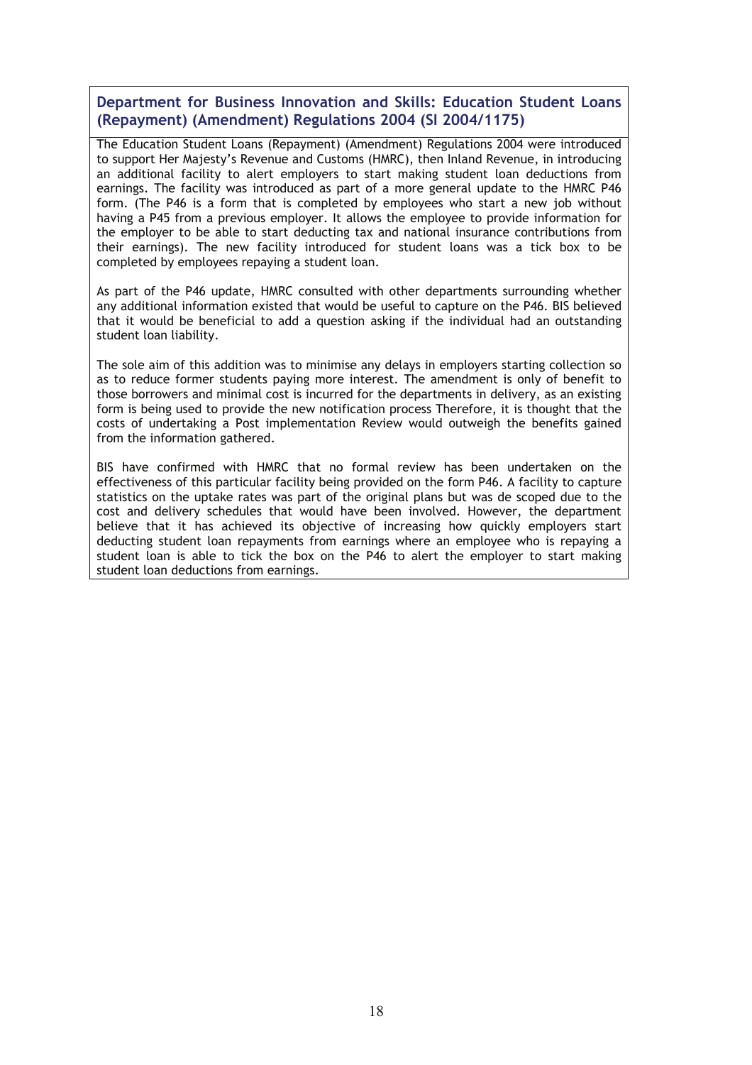### Department for Business Innovation and Skills: Education Student Loans (Repayment) (Amendment) Regulations 2004 (SI 2004/1175)

The Education Student Loans (Repayment) (Amendment) Regulations 2004 were introduced to support Her Majesty's Revenue and Customs (HMRC), then Inland Revenue, in introducing an additional facility to alert employers to start making student loan deductions from earnings. The facility was introduced as part of a more general update to the HMRC P46 form. (The P46 is a form that is completed by employees who start a new job without having a P45 from a previous employer. It allows the employee to provide information for the employer to be able to start deducting tax and national insurance contributions from their earnings). The new facility introduced for student loans was a tick box to be completed by employees repaying a student loan.

As part of the P46 update, HMRC consulted with other departments surrounding whether any additional information existed that would be useful to capture on the P46. BIS believed that it would be beneficial to add a question asking if the individual had an outstanding student loan liability.

The sole aim of this addition was to minimise any delays in employers starting collection so as to reduce former students paying more interest. The amendment is only of benefit to those borrowers and minimal cost is incurred for the departments in delivery, as an existing form is being used to provide the new notification process Therefore, it is thought that the costs of undertaking a Post implementation Review would outweigh the benefits gained from the information gathered.

BIS have confirmed with HMRC that no formal review has been undertaken on the effectiveness of this particular facility being provided on the form P46. A facility to capture statistics on the uptake rates was part of the original plans but was de scoped due to the cost and delivery schedules that would have been involved. However, the department believe that it has achieved its objective of increasing how quickly employers start deducting student loan repayments from earnings where an employee who is repaying a student loan is able to tick the box on the P46 to alert the employer to start making student loan deductions from earnings.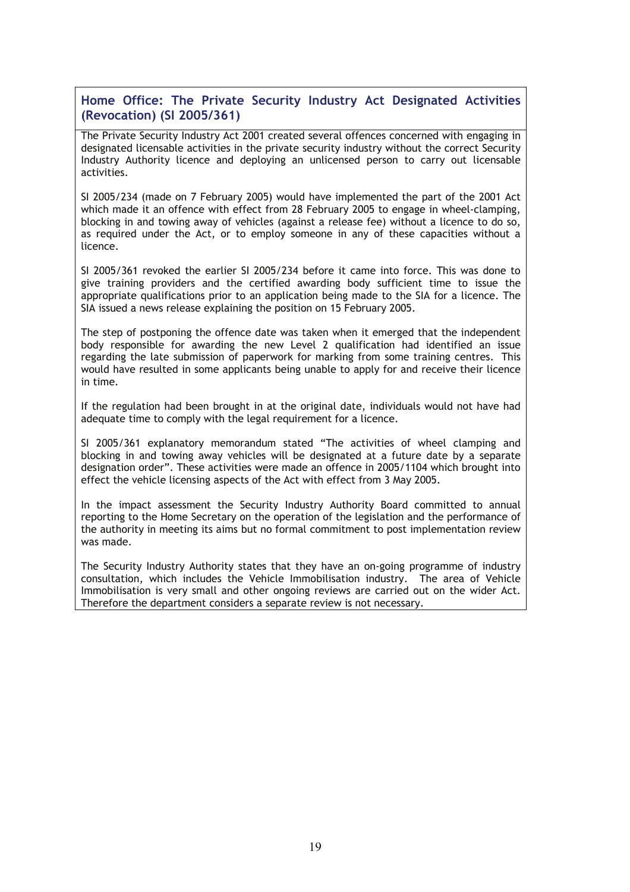## Home Office: The Private Security Industry Act Designated Activities (Revocation) (SI 2005/361)

The Private Security Industry Act 2001 created several offences concerned with engaging in designated licensable activities in the private security industry without the correct Security Industry Authority licence and deploying an unlicensed person to carry out licensable activities.

SI 2005/234 (made on 7 February 2005) would have implemented the part of the 2001 Act which made it an offence with effect from 28 February 2005 to engage in wheel-clamping, blocking in and towing away of vehicles (against a release fee) without a licence to do so, as required under the Act, or to employ someone in any of these capacities without a licence.

SI 2005/361 revoked the earlier SI 2005/234 before it came into force. This was done to give training providers and the certified awarding body sufficient time to issue the appropriate qualifications prior to an application being made to the SIA for a licence. The SIA issued a news release explaining the position on 15 February 2005.

The step of postponing the offence date was taken when it emerged that the independent body responsible for awarding the new Level 2 qualification had identified an issue regarding the late submission of paperwork for marking from some training centres. This would have resulted in some applicants being unable to apply for and receive their licence in time.

If the regulation had been brought in at the original date, individuals would not have had adequate time to comply with the legal requirement for a licence.

SI 2005/361 explanatory memorandum stated "The activities of wheel clamping and blocking in and towing away vehicles will be designated at a future date by a separate designation order". These activities were made an offence in 2005/1104 which brought into effect the vehicle licensing aspects of the Act with effect from 3 May 2005.

In the impact assessment the Security Industry Authority Board committed to annual reporting to the Home Secretary on the operation of the legislation and the performance of the authority in meeting its aims but no formal commitment to post implementation review was made.

The Security Industry Authority states that they have an on-going programme of industry consultation, which includes the Vehicle Immobilisation industry. The area of Vehicle Immobilisation is very small and other ongoing reviews are carried out on the wider Act. Therefore the department considers a separate review is not necessary.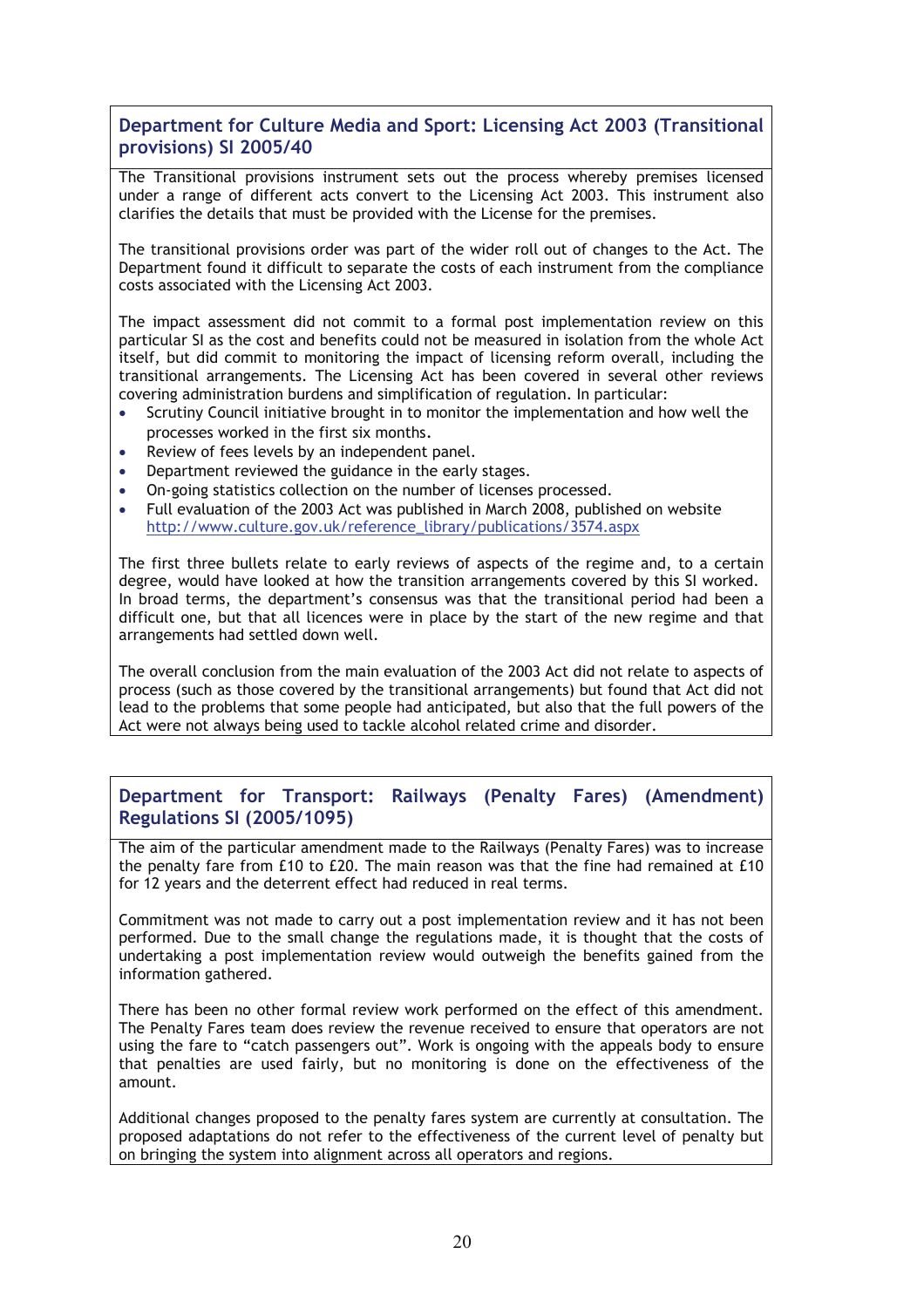### Department for Culture Media and Sport: Licensing Act 2003 (Transitional provisions) SI 2005/40

The Transitional provisions instrument sets out the process whereby premises licensed under a range of different acts convert to the Licensing Act 2003. This instrument also clarifies the details that must be provided with the License for the premises.

The transitional provisions order was part of the wider roll out of changes to the Act. The Department found it difficult to separate the costs of each instrument from the compliance costs associated with the Licensing Act 2003.

The impact assessment did not commit to a formal post implementation review on this particular SI as the cost and benefits could not be measured in isolation from the whole Act itself, but did commit to monitoring the impact of licensing reform overall, including the transitional arrangements. The Licensing Act has been covered in several other reviews covering administration burdens and simplification of regulation. In particular:

- Scrutiny Council initiative brought in to monitor the implementation and how well the processes worked in the first six months.
- Review of fees levels by an independent panel.
- Department reviewed the guidance in the early stages.
- On-going statistics collection on the number of licenses processed.
- Full evaluation of the 2003 Act was published in March 2008, published on website http://www.culture.gov.uk/reference_library/publications/3574.aspx

The first three bullets relate to early reviews of aspects of the regime and, to a certain degree, would have looked at how the transition arrangements covered by this SI worked. In broad terms, the department's consensus was that the transitional period had been a difficult one, but that all licences were in place by the start of the new regime and that arrangements had settled down well.

The overall conclusion from the main evaluation of the 2003 Act did not relate to aspects of process (such as those covered by the transitional arrangements) but found that Act did not lead to the problems that some people had anticipated, but also that the full powers of the Act were not always being used to tackle alcohol related crime and disorder.

### Department for Transport: Railways (Penalty Fares) (Amendment) Regulations SI (2005/1095)

The aim of the particular amendment made to the Railways (Penalty Fares) was to increase the penalty fare from £10 to £20. The main reason was that the fine had remained at £10 for 12 years and the deterrent effect had reduced in real terms.

Commitment was not made to carry out a post implementation review and it has not been performed. Due to the small change the regulations made, it is thought that the costs of undertaking a post implementation review would outweigh the benefits gained from the information gathered.

There has been no other formal review work performed on the effect of this amendment. The Penalty Fares team does review the revenue received to ensure that operators are not using the fare to "catch passengers out". Work is ongoing with the appeals body to ensure that penalties are used fairly, but no monitoring is done on the effectiveness of the amount.

Additional changes proposed to the penalty fares system are currently at consultation. The proposed adaptations do not refer to the effectiveness of the current level of penalty but on bringing the system into alignment across all operators and regions.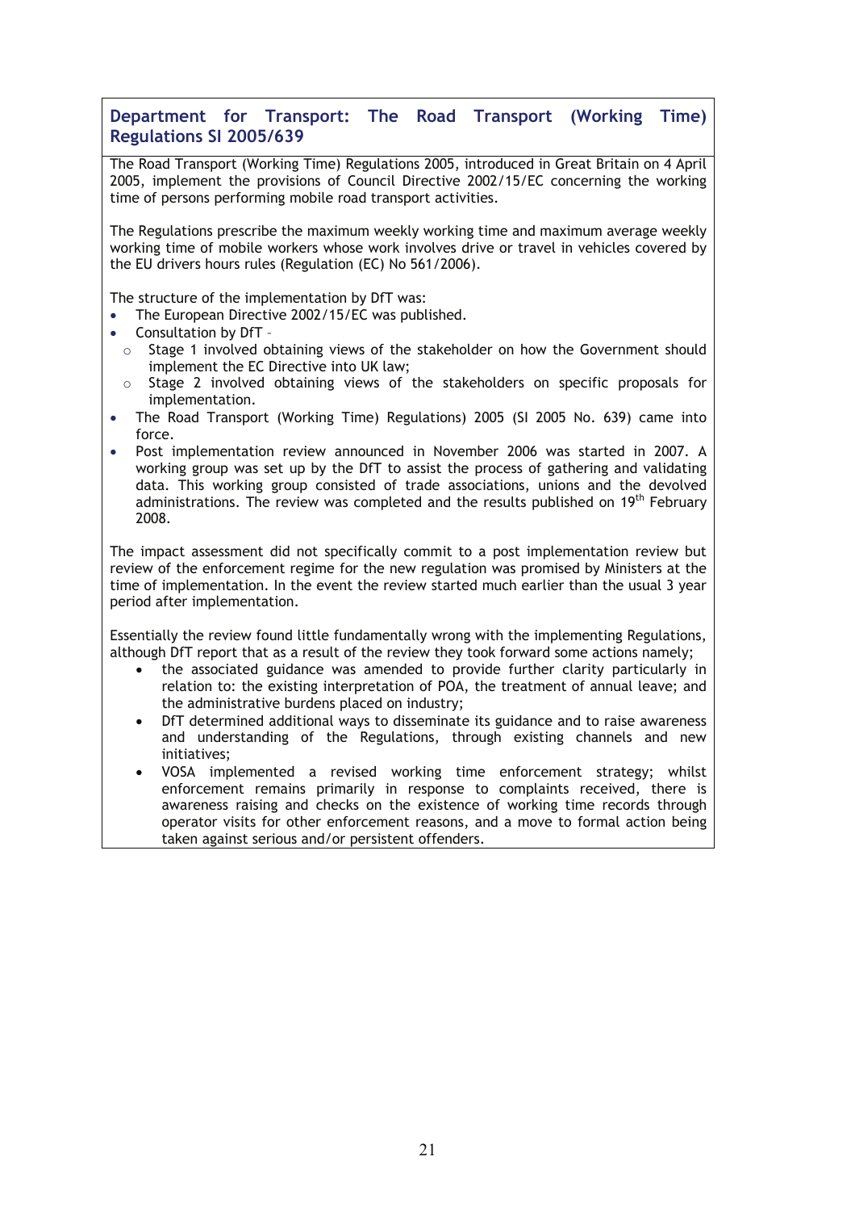## Department for Transport: The Road Transport (Working Time) Regulations SI 2005/639

The Road Transport (Working Time) Regulations 2005, introduced in Great Britain on 4 April 2005, implement the provisions of Council Directive 2002/15/EC concerning the working time of persons performing mobile road transport activities.

The Regulations prescribe the maximum weekly working time and maximum average weekly working time of mobile workers whose work involves drive or travel in vehicles covered by the EU drivers hours rules (Regulation (EC) No 561/2006).

The structure of the implementation by DfT was:

- The European Directive 2002/15/EC was published.
- Consultation by DfT –
  - Stage 1 involved obtaining views of the stakeholder on how the Government should implement the EC Directive into UK law;
  - Stage 2 involved obtaining views of the stakeholders on specific proposals for implementation.
- The Road Transport (Working Time) Regulations) 2005 (SI 2005 No. 639) came into force.
- Post implementation review announced in November 2006 was started in 2007. A working group was set up by the DfT to assist the process of gathering and validating data. This working group consisted of trade associations, unions and the devolved administrations. The review was completed and the results published on 19th February 2008.

The impact assessment did not specifically commit to a post implementation review but review of the enforcement regime for the new regulation was promised by Ministers at the time of implementation. In the event the review started much earlier than the usual 3 year period after implementation.

Essentially the review found little fundamentally wrong with the implementing Regulations, although DfT report that as a result of the review they took forward some actions namely;

- the associated guidance was amended to provide further clarity particularly in relation to: the existing interpretation of POA, the treatment of annual leave; and the administrative burdens placed on industry;
- DfT determined additional ways to disseminate its guidance and to raise awareness and understanding of the Regulations, through existing channels and new initiatives;
- VOSA implemented a revised working time enforcement strategy; whilst enforcement remains primarily in response to complaints received, there is awareness raising and checks on the existence of working time records through operator visits for other enforcement reasons, and a move to formal action being taken against serious and/or persistent offenders.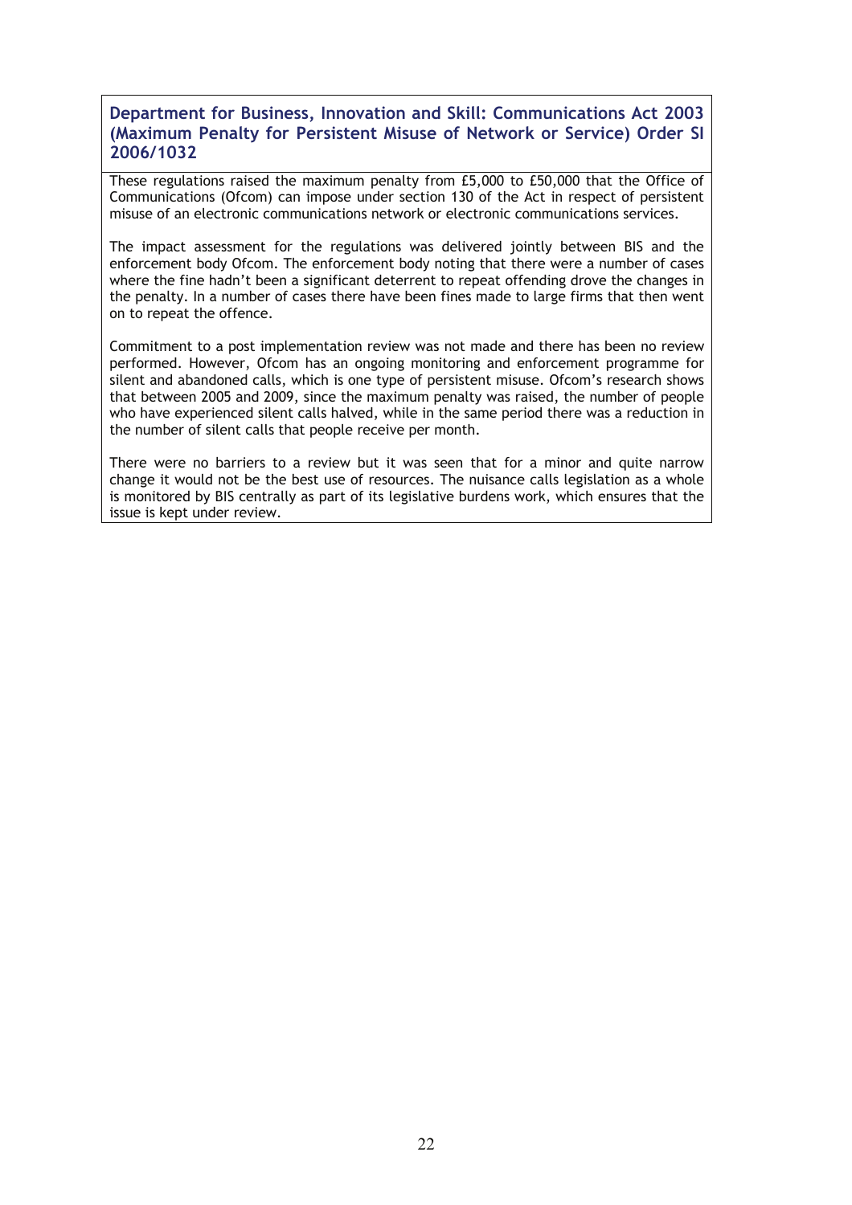### Department for Business, Innovation and Skill: Communications Act 2003 (Maximum Penalty for Persistent Misuse of Network or Service) Order SI 2006/1032

These regulations raised the maximum penalty from £5,000 to £50,000 that the Office of Communications (Ofcom) can impose under section 130 of the Act in respect of persistent misuse of an electronic communications network or electronic communications services.

The impact assessment for the regulations was delivered jointly between BIS and the enforcement body Ofcom. The enforcement body noting that there were a number of cases where the fine hadn't been a significant deterrent to repeat offending drove the changes in the penalty. In a number of cases there have been fines made to large firms that then went on to repeat the offence.

Commitment to a post implementation review was not made and there has been no review performed. However, Ofcom has an ongoing monitoring and enforcement programme for silent and abandoned calls, which is one type of persistent misuse. Ofcom's research shows that between 2005 and 2009, since the maximum penalty was raised, the number of people who have experienced silent calls halved, while in the same period there was a reduction in the number of silent calls that people receive per month.

There were no barriers to a review but it was seen that for a minor and quite narrow change it would not be the best use of resources. The nuisance calls legislation as a whole is monitored by BIS centrally as part of its legislative burdens work, which ensures that the issue is kept under review.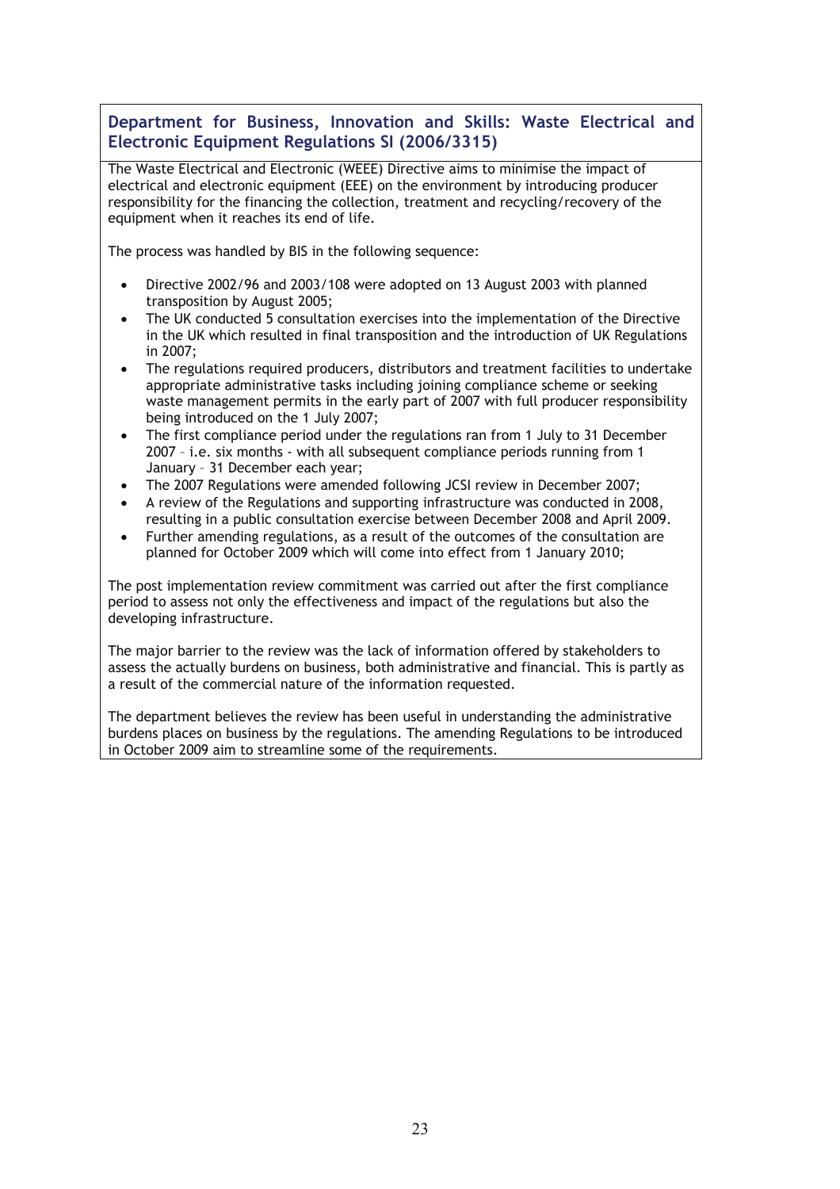## Department for Business, Innovation and Skills: Waste Electrical and Electronic Equipment Regulations SI (2006/3315)

The Waste Electrical and Electronic (WEEE) Directive aims to minimise the impact of electrical and electronic equipment (EEE) on the environment by introducing producer responsibility for the financing the collection, treatment and recycling/recovery of the equipment when it reaches its end of life.

The process was handled by BIS in the following sequence:

- Directive 2002/96 and 2003/108 were adopted on 13 August 2003 with planned transposition by August 2005;
- The UK conducted 5 consultation exercises into the implementation of the Directive in the UK which resulted in final transposition and the introduction of UK Regulations in 2007;
- The regulations required producers, distributors and treatment facilities to undertake appropriate administrative tasks including joining compliance scheme or seeking waste management permits in the early part of 2007 with full producer responsibility being introduced on the 1 July 2007;
- The first compliance period under the regulations ran from 1 July to 31 December 2007 – i.e. six months - with all subsequent compliance periods running from 1 January – 31 December each year;
- The 2007 Regulations were amended following JCSI review in December 2007;
- A review of the Regulations and supporting infrastructure was conducted in 2008, resulting in a public consultation exercise between December 2008 and April 2009.
- Further amending regulations, as a result of the outcomes of the consultation are planned for October 2009 which will come into effect from 1 January 2010;

The post implementation review commitment was carried out after the first compliance period to assess not only the effectiveness and impact of the regulations but also the developing infrastructure.

The major barrier to the review was the lack of information offered by stakeholders to assess the actually burdens on business, both administrative and financial. This is partly as a result of the commercial nature of the information requested.

The department believes the review has been useful in understanding the administrative burdens places on business by the regulations. The amending Regulations to be introduced in October 2009 aim to streamline some of the requirements.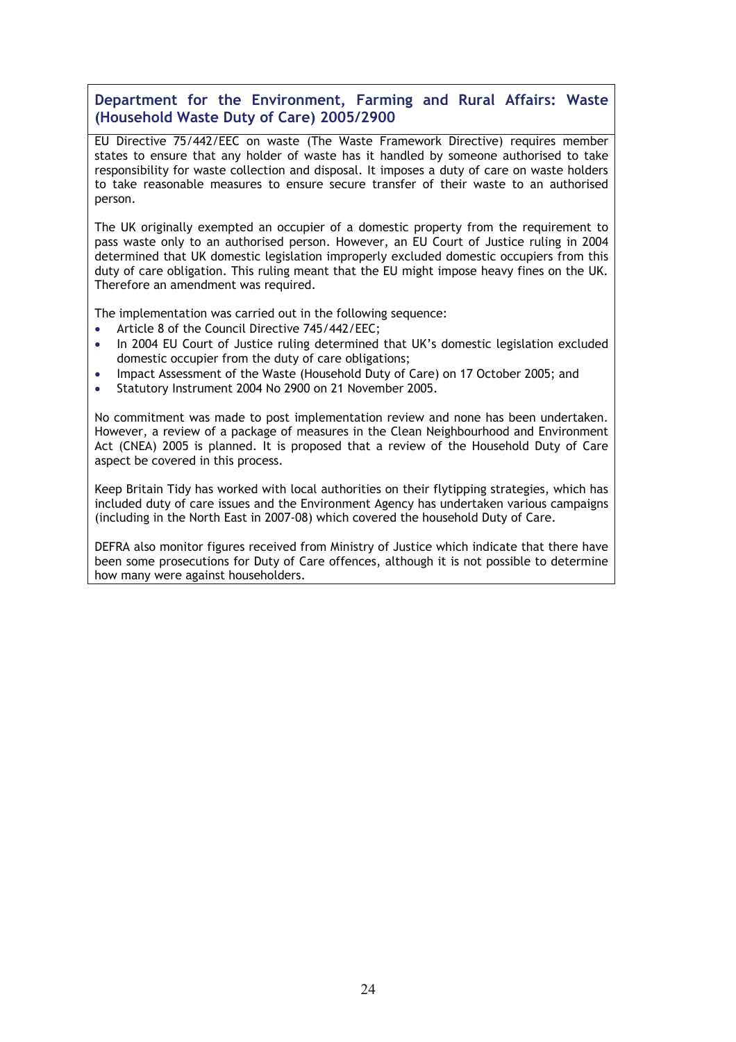## Department for the Environment, Farming and Rural Affairs: Waste (Household Waste Duty of Care) 2005/2900

EU Directive 75/442/EEC on waste (The Waste Framework Directive) requires member states to ensure that any holder of waste has it handled by someone authorised to take responsibility for waste collection and disposal. It imposes a duty of care on waste holders to take reasonable measures to ensure secure transfer of their waste to an authorised person.

The UK originally exempted an occupier of a domestic property from the requirement to pass waste only to an authorised person. However, an EU Court of Justice ruling in 2004 determined that UK domestic legislation improperly excluded domestic occupiers from this duty of care obligation. This ruling meant that the EU might impose heavy fines on the UK. Therefore an amendment was required.

The implementation was carried out in the following sequence:

- Article 8 of the Council Directive 745/442/EEC;
- In 2004 EU Court of Justice ruling determined that UK's domestic legislation excluded domestic occupier from the duty of care obligations;
- Impact Assessment of the Waste (Household Duty of Care) on 17 October 2005; and
- Statutory Instrument 2004 No 2900 on 21 November 2005.

No commitment was made to post implementation review and none has been undertaken. However, a review of a package of measures in the Clean Neighbourhood and Environment Act (CNEA) 2005 is planned. It is proposed that a review of the Household Duty of Care aspect be covered in this process.

Keep Britain Tidy has worked with local authorities on their flytipping strategies, which has included duty of care issues and the Environment Agency has undertaken various campaigns (including in the North East in 2007-08) which covered the household Duty of Care.

DEFRA also monitor figures received from Ministry of Justice which indicate that there have been some prosecutions for Duty of Care offences, although it is not possible to determine how many were against householders.